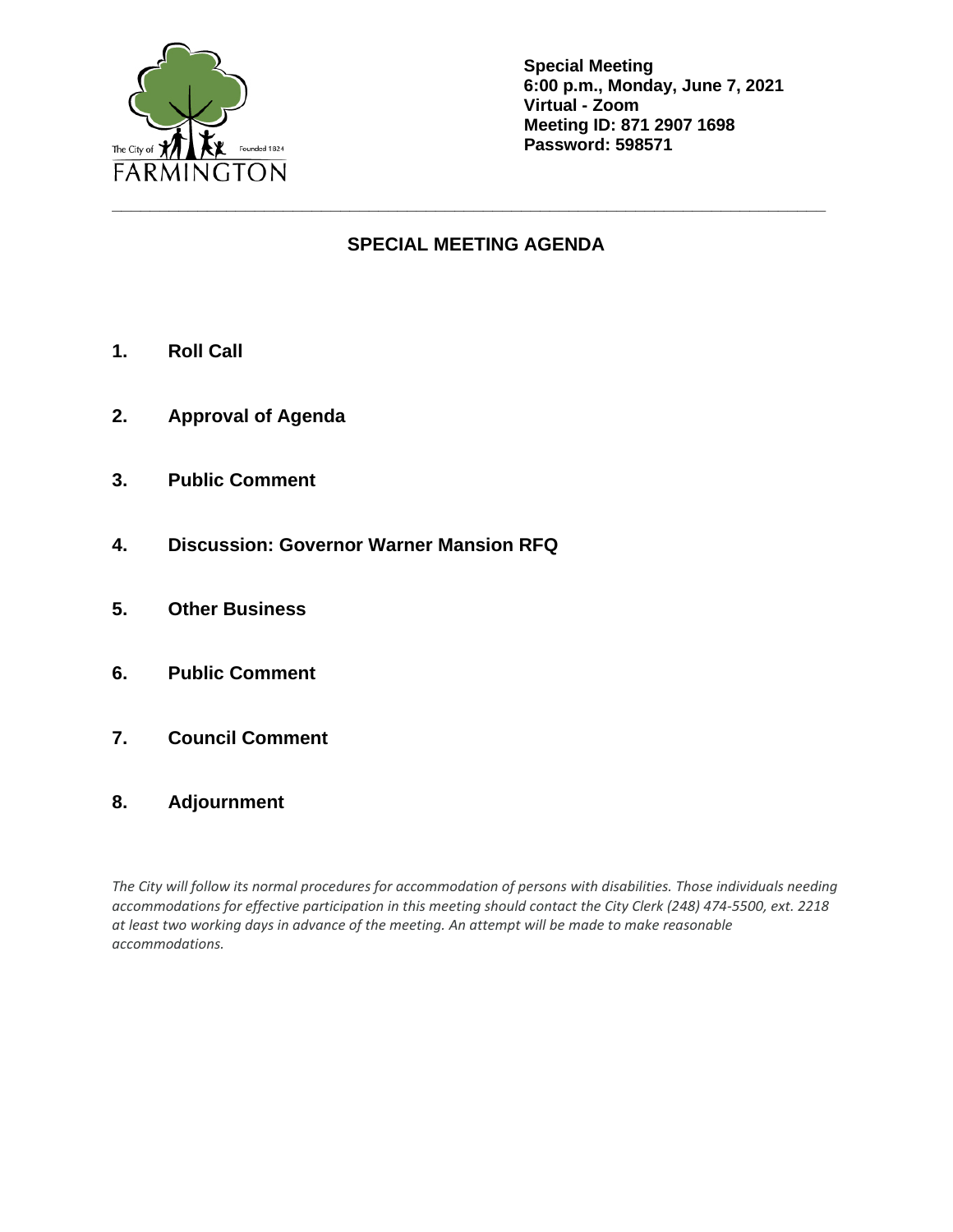The City of FARMINGTON Founded 1824

**Special Meeting**
**6:00 p.m., Monday, June 7, 2021**
**Virtual - Zoom**
**Meeting ID: 871 2907 1698**
**Password: 598571**

---

## SPECIAL MEETING AGENDA

1. **Roll Call**

2. **Approval of Agenda**

3. **Public Comment**

4. **Discussion: Governor Warner Mansion RFQ**

5. **Other Business**

6. **Public Comment**

7. **Council Comment**

8. **Adjournment**

*The City will follow its normal procedures for accommodation of persons with disabilities. Those individuals needing accommodations for effective participation in this meeting should contact the City Clerk (248) 474-5500, ext. 2218 at least two working days in advance of the meeting. An attempt will be made to make reasonable accommodations.*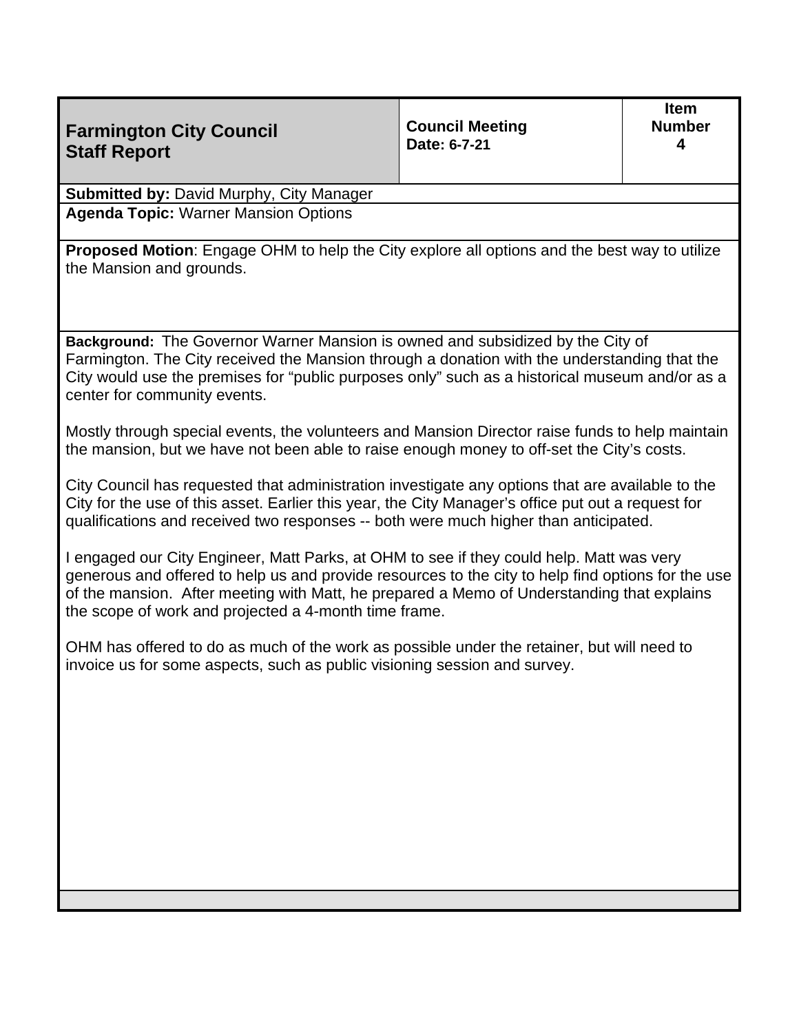| **Farmington City Council Staff Report** | **Council Meeting Date: 6-7-21** | **Item Number 4** |
|---|---|---|

**Submitted by:** David Murphy, City Manager

**Agenda Topic:** Warner Mansion Options

**Proposed Motion**: Engage OHM to help the City explore all options and the best way to utilize the Mansion and grounds.

**Background:** The Governor Warner Mansion is owned and subsidized by the City of Farmington. The City received the Mansion through a donation with the understanding that the City would use the premises for "public purposes only" such as a historical museum and/or as a center for community events.

Mostly through special events, the volunteers and Mansion Director raise funds to help maintain the mansion, but we have not been able to raise enough money to off-set the City's costs.

City Council has requested that administration investigate any options that are available to the City for the use of this asset. Earlier this year, the City Manager's office put out a request for qualifications and received two responses -- both were much higher than anticipated.

I engaged our City Engineer, Matt Parks, at OHM to see if they could help. Matt was very generous and offered to help us and provide resources to the city to help find options for the use of the mansion. After meeting with Matt, he prepared a Memo of Understanding that explains the scope of work and projected a 4-month time frame.

OHM has offered to do as much of the work as possible under the retainer, but will need to invoice us for some aspects, such as public visioning session and survey.